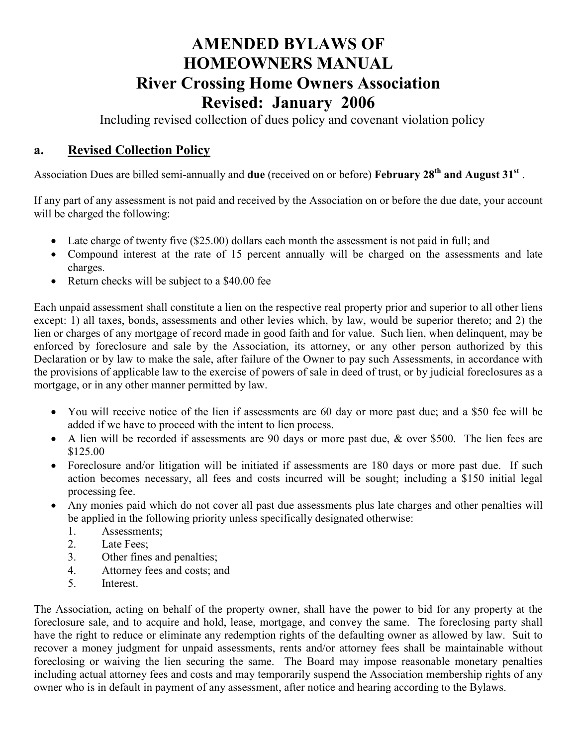# AMENDED BYLAWS OF HOMEOWNERS MANUAL
# River Crossing Home Owners Association
# Revised: January 2006

Including revised collection of dues policy and covenant violation policy

## a. Revised Collection Policy

Association Dues are billed semi-annually and **due** (received on or before) **February 28th and August 31st** .

If any part of any assessment is not paid and received by the Association on or before the due date, your account will be charged the following:

- Late charge of twenty five ($25.00) dollars each month the assessment is not paid in full; and
- Compound interest at the rate of 15 percent annually will be charged on the assessments and late charges.
- Return checks will be subject to a $40.00 fee

Each unpaid assessment shall constitute a lien on the respective real property prior and superior to all other liens except: 1) all taxes, bonds, assessments and other levies which, by law, would be superior thereto; and 2) the lien or charges of any mortgage of record made in good faith and for value. Such lien, when delinquent, may be enforced by foreclosure and sale by the Association, its attorney, or any other person authorized by this Declaration or by law to make the sale, after failure of the Owner to pay such Assessments, in accordance with the provisions of applicable law to the exercise of powers of sale in deed of trust, or by judicial foreclosures as a mortgage, or in any other manner permitted by law.

- You will receive notice of the lien if assessments are 60 day or more past due; and a $50 fee will be added if we have to proceed with the intent to lien process.
- A lien will be recorded if assessments are 90 days or more past due, & over $500. The lien fees are $125.00
- Foreclosure and/or litigation will be initiated if assessments are 180 days or more past due. If such action becomes necessary, all fees and costs incurred will be sought; including a $150 initial legal processing fee.
- Any monies paid which do not cover all past due assessments plus late charges and other penalties will be applied in the following priority unless specifically designated otherwise:
  1. Assessments;
  2. Late Fees;
  3. Other fines and penalties;
  4. Attorney fees and costs; and
  5. Interest.

The Association, acting on behalf of the property owner, shall have the power to bid for any property at the foreclosure sale, and to acquire and hold, lease, mortgage, and convey the same. The foreclosing party shall have the right to reduce or eliminate any redemption rights of the defaulting owner as allowed by law. Suit to recover a money judgment for unpaid assessments, rents and/or attorney fees shall be maintainable without foreclosing or waiving the lien securing the same. The Board may impose reasonable monetary penalties including actual attorney fees and costs and may temporarily suspend the Association membership rights of any owner who is in default in payment of any assessment, after notice and hearing according to the Bylaws.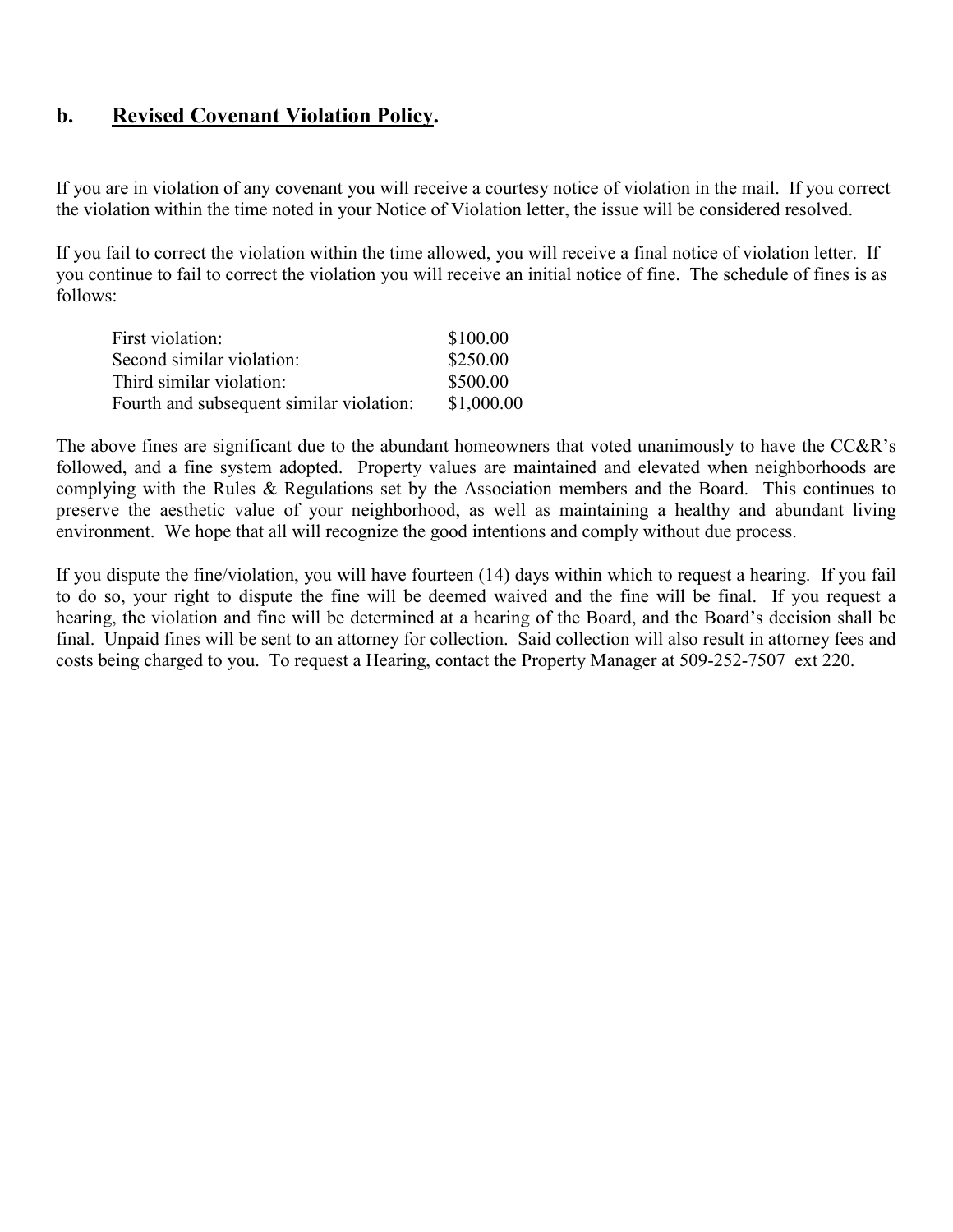## b. <u>Revised Covenant Violation Policy</u>.

If you are in violation of any covenant you will receive a courtesy notice of violation in the mail. If you correct the violation within the time noted in your Notice of Violation letter, the issue will be considered resolved.

If you fail to correct the violation within the time allowed, you will receive a final notice of violation letter. If you continue to fail to correct the violation you will receive an initial notice of fine. The schedule of fines is as follows:

| | |
|---|---|
| First violation: | $100.00 |
| Second similar violation: | $250.00 |
| Third similar violation: | $500.00 |
| Fourth and subsequent similar violation: | $1,000.00 |

The above fines are significant due to the abundant homeowners that voted unanimously to have the CC&R's followed, and a fine system adopted. Property values are maintained and elevated when neighborhoods are complying with the Rules & Regulations set by the Association members and the Board. This continues to preserve the aesthetic value of your neighborhood, as well as maintaining a healthy and abundant living environment. We hope that all will recognize the good intentions and comply without due process.

If you dispute the fine/violation, you will have fourteen (14) days within which to request a hearing. If you fail to do so, your right to dispute the fine will be deemed waived and the fine will be final. If you request a hearing, the violation and fine will be determined at a hearing of the Board, and the Board's decision shall be final. Unpaid fines will be sent to an attorney for collection. Said collection will also result in attorney fees and costs being charged to you. To request a Hearing, contact the Property Manager at 509-252-7507 ext 220.